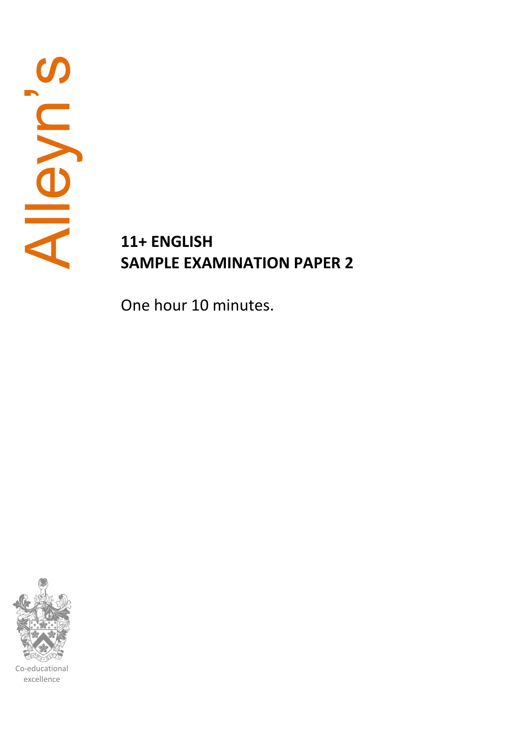Alleyn's

# 11+ ENGLISH
# SAMPLE EXAMINATION PAPER 2

One hour 10 minutes.

Co-educational excellence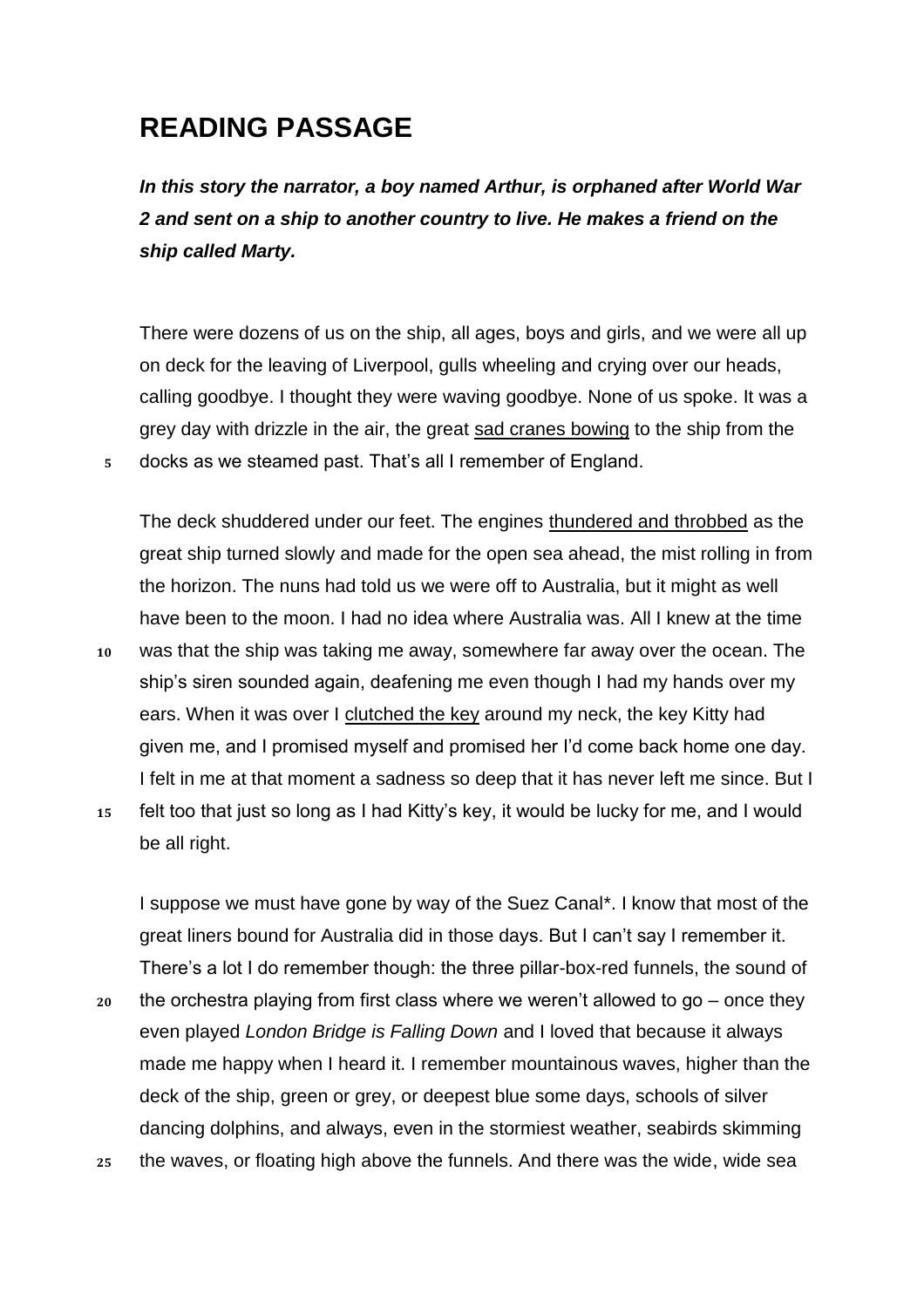# READING PASSAGE

***In this story the narrator, a boy named Arthur, is orphaned after World War 2 and sent on a ship to another country to live. He makes a friend on the ship called Marty.***

There were dozens of us on the ship, all ages, boys and girls, and we were all up on deck for the leaving of Liverpool, gulls wheeling and crying over our heads, calling goodbye. I thought they were waving goodbye. None of us spoke. It was a grey day with drizzle in the air, the great <u>sad cranes bowing</u> to the ship from the docks as we steamed past. That's all I remember of England.

The deck shuddered under our feet. The engines <u>thundered and throbbed</u> as the great ship turned slowly and made for the open sea ahead, the mist rolling in from the horizon. The nuns had told us we were off to Australia, but it might as well have been to the moon. I had no idea where Australia was. All I knew at the time was that the ship was taking me away, somewhere far away over the ocean. The ship's siren sounded again, deafening me even though I had my hands over my ears. When it was over I <u>clutched the key</u> around my neck, the key Kitty had given me, and I promised myself and promised her I'd come back home one day. I felt in me at that moment a sadness so deep that it has never left me since. But I felt too that just so long as I had Kitty's key, it would be lucky for me, and I would be all right.

I suppose we must have gone by way of the Suez Canal*. I know that most of the great liners bound for Australia did in those days. But I can't say I remember it. There's a lot I do remember though: the three pillar-box-red funnels, the sound of the orchestra playing from first class where we weren't allowed to go – once they even played *London Bridge is Falling Down* and I loved that because it always made me happy when I heard it. I remember mountainous waves, higher than the deck of the ship, green or grey, or deepest blue some days, schools of silver dancing dolphins, and always, even in the stormiest weather, seabirds skimming the waves, or floating high above the funnels. And there was the wide, wide sea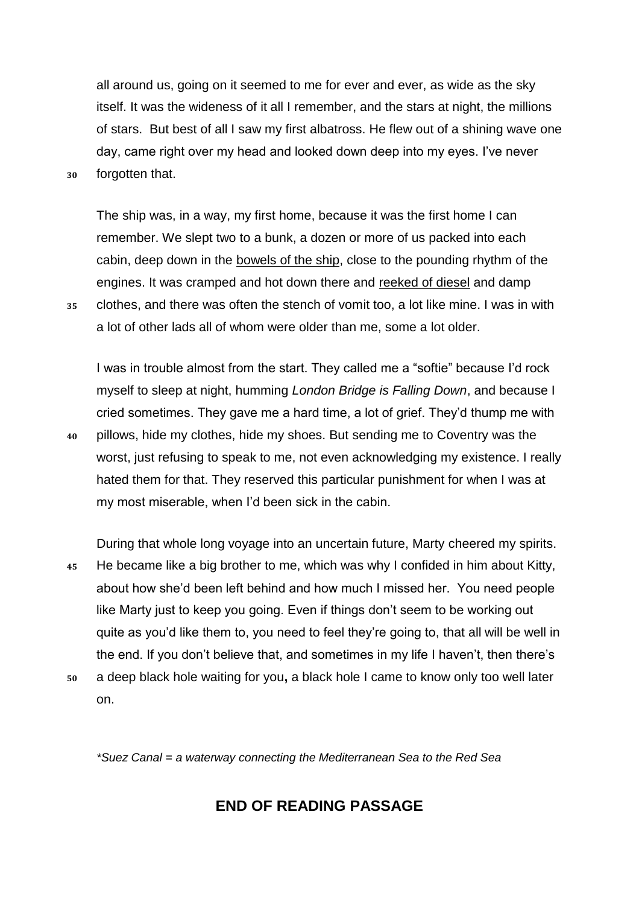all around us, going on it seemed to me for ever and ever, as wide as the sky itself. It was the wideness of it all I remember, and the stars at night, the millions of stars. But best of all I saw my first albatross. He flew out of a shining wave one day, came right over my head and looked down deep into my eyes. I've never forgotten that.

The ship was, in a way, my first home, because it was the first home I can remember. We slept two to a bunk, a dozen or more of us packed into each cabin, deep down in the <u>bowels of the ship</u>, close to the pounding rhythm of the engines. It was cramped and hot down there and <u>reeked of diesel</u> and damp clothes, and there was often the stench of vomit too, a lot like mine. I was in with a lot of other lads all of whom were older than me, some a lot older.

I was in trouble almost from the start. They called me a "softie" because I'd rock myself to sleep at night, humming *London Bridge is Falling Down*, and because I cried sometimes. They gave me a hard time, a lot of grief. They'd thump me with pillows, hide my clothes, hide my shoes. But sending me to Coventry was the worst, just refusing to speak to me, not even acknowledging my existence. I really hated them for that. They reserved this particular punishment for when I was at my most miserable, when I'd been sick in the cabin.

During that whole long voyage into an uncertain future, Marty cheered my spirits. He became like a big brother to me, which was why I confided in him about Kitty, about how she'd been left behind and how much I missed her. You need people like Marty just to keep you going. Even if things don't seem to be working out quite as you'd like them to, you need to feel they're going to, that all will be well in the end. If you don't believe that, and sometimes in my life I haven't, then there's a deep black hole waiting for you**,** a black hole I came to know only too well later on.

*\*Suez Canal = a waterway connecting the Mediterranean Sea to the Red Sea*

## END OF READING PASSAGE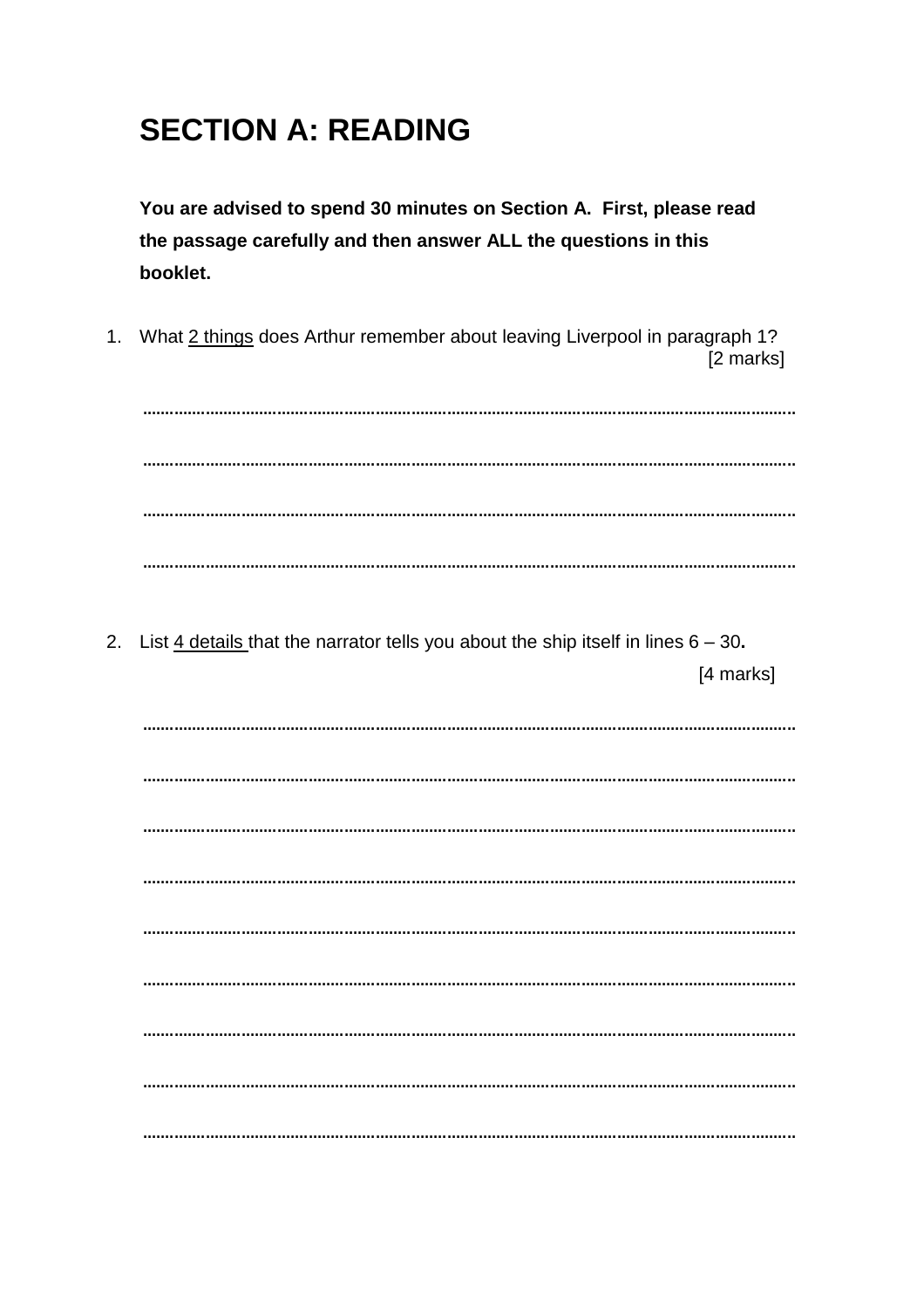# SECTION A: READING

**You are advised to spend 30 minutes on Section A. First, please read the passage carefully and then answer ALL the questions in this booklet.**

1. What 2 things does Arthur remember about leaving Liverpool in paragraph 1? [2 marks]

......................................................................................................................................

......................................................................................................................................

......................................................................................................................................

......................................................................................................................................

2. List 4 details that the narrator tells you about the ship itself in lines 6 – 30. [4 marks]

......................................................................................................................................

......................................................................................................................................

......................................................................................................................................

......................................................................................................................................

......................................................................................................................................

......................................................................................................................................

......................................................................................................................................

......................................................................................................................................

......................................................................................................................................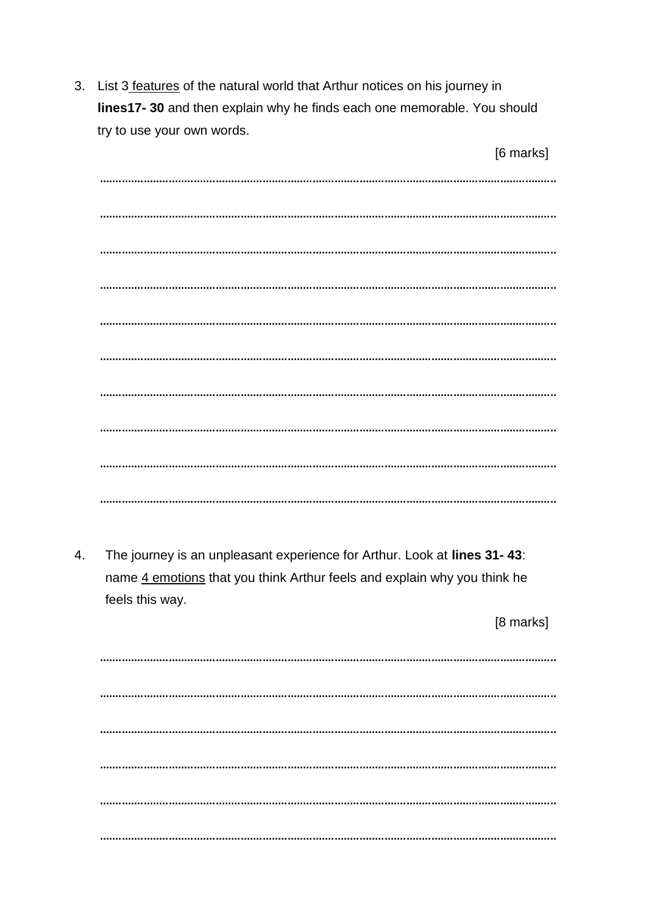3. List 3 features of the natural world that Arthur notices on his journey in **lines17- 30** and then explain why he finds each one memorable. You should try to use your own words.

[6 marks]

.....................................................................................................................................

.....................................................................................................................................

.....................................................................................................................................

.....................................................................................................................................

.....................................................................................................................................

.....................................................................................................................................

.....................................................................................................................................

.....................................................................................................................................

.....................................................................................................................................

.....................................................................................................................................

4. The journey is an unpleasant experience for Arthur. Look at **lines 31- 43**: name 4 emotions that you think Arthur feels and explain why you think he feels this way.

[8 marks]

.....................................................................................................................................

.....................................................................................................................................

.....................................................................................................................................

.....................................................................................................................................

.....................................................................................................................................

.....................................................................................................................................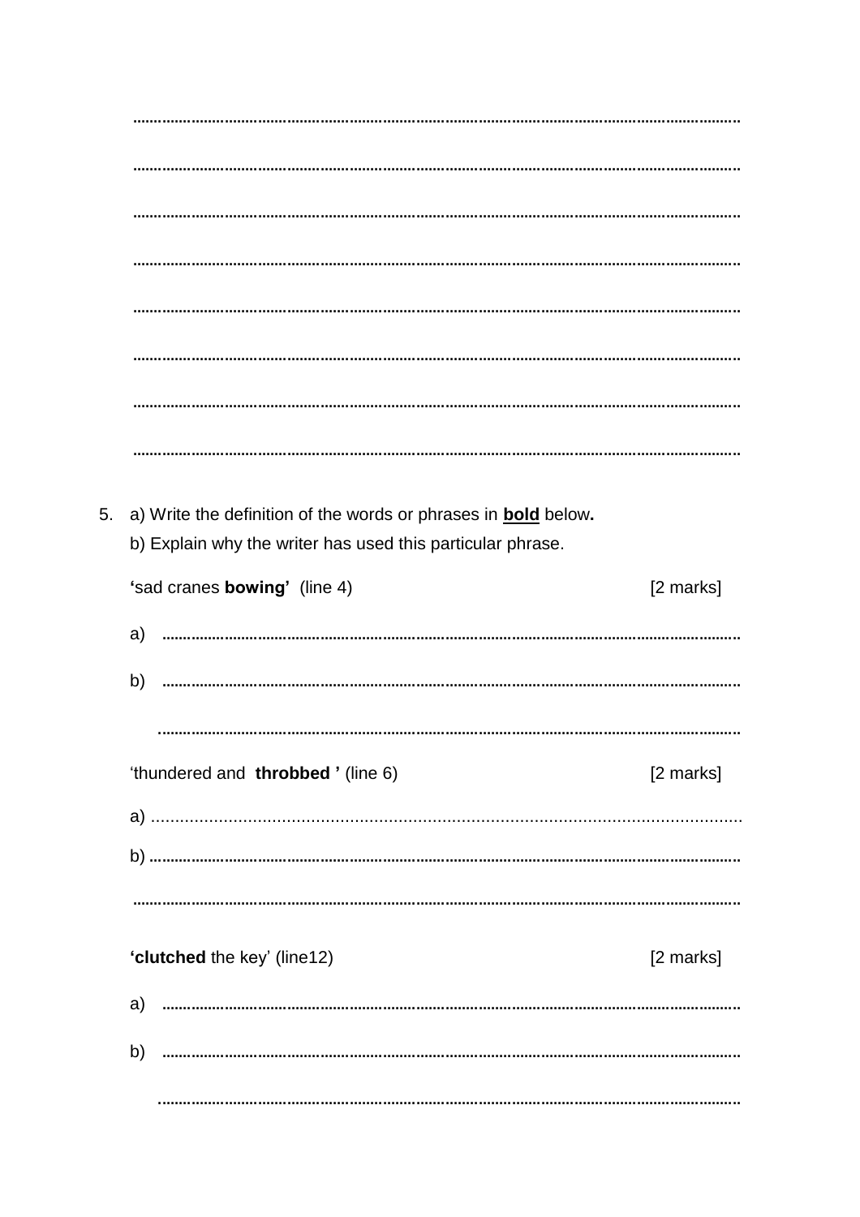……………………………………………………………………………………………………………

……………………………………………………………………………………………………………

……………………………………………………………………………………………………………

……………………………………………………………………………………………………………

……………………………………………………………………………………………………………

……………………………………………………………………………………………………………

……………………………………………………………………………………………………………

……………………………………………………………………………………………………………

5. a) Write the definition of the words or phrases in <u>**bold**</u> below**.**
   b) Explain why the writer has used this particular phrase.

   **'**sad cranes **bowing'** (line 4) [2 marks]

   a) ……………………………………………………………………………………………………

   b) ……………………………………………………………………………………………………

   ……………………………………………………………………………………………………

   'thundered and **throbbed '** (line 6) [2 marks]

   a) ……………………………………………………………………………………………………

   b) ……………………………………………………………………………………………………

   ……………………………………………………………………………………………………

   **'clutched** the key' (line12) [2 marks]

   a) ……………………………………………………………………………………………………

   b) ……………………………………………………………………………………………………

   ……………………………………………………………………………………………………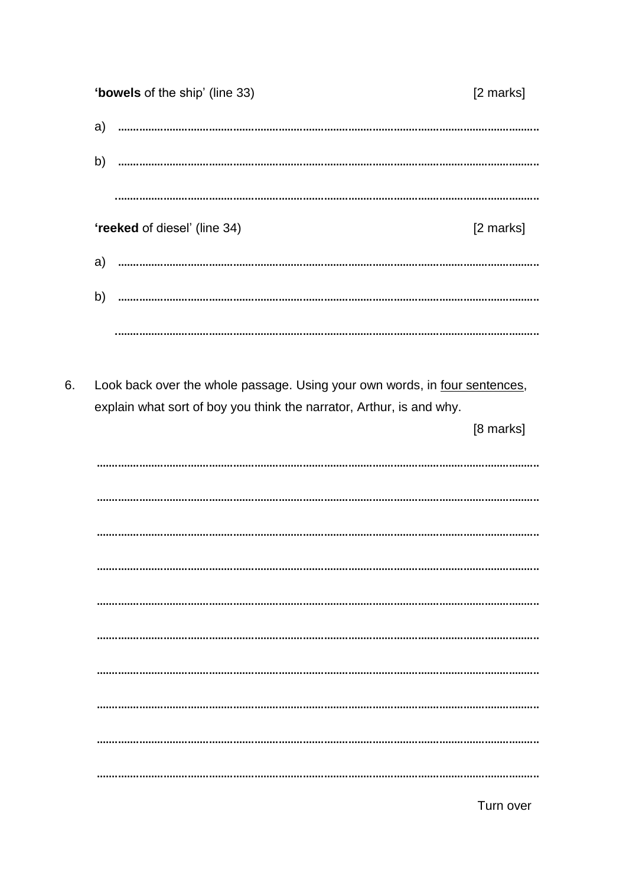'**bowels** of the ship' (line 33) [2 marks]

a) ..........................................................................................................................................

b) ..........................................................................................................................................

..........................................................................................................................................

'**reeked** of diesel' (line 34) [2 marks]

a) ..........................................................................................................................................

b) ..........................................................................................................................................

..........................................................................................................................................

6. Look back over the whole passage. Using your own words, in <u>four sentences</u>, explain what sort of boy you think the narrator, Arthur, is and why. [8 marks]

..........................................................................................................................................

..........................................................................................................................................

..........................................................................................................................................

..........................................................................................................................................

..........................................................................................................................................

..........................................................................................................................................

..........................................................................................................................................

..........................................................................................................................................

..........................................................................................................................................

..........................................................................................................................................

Turn over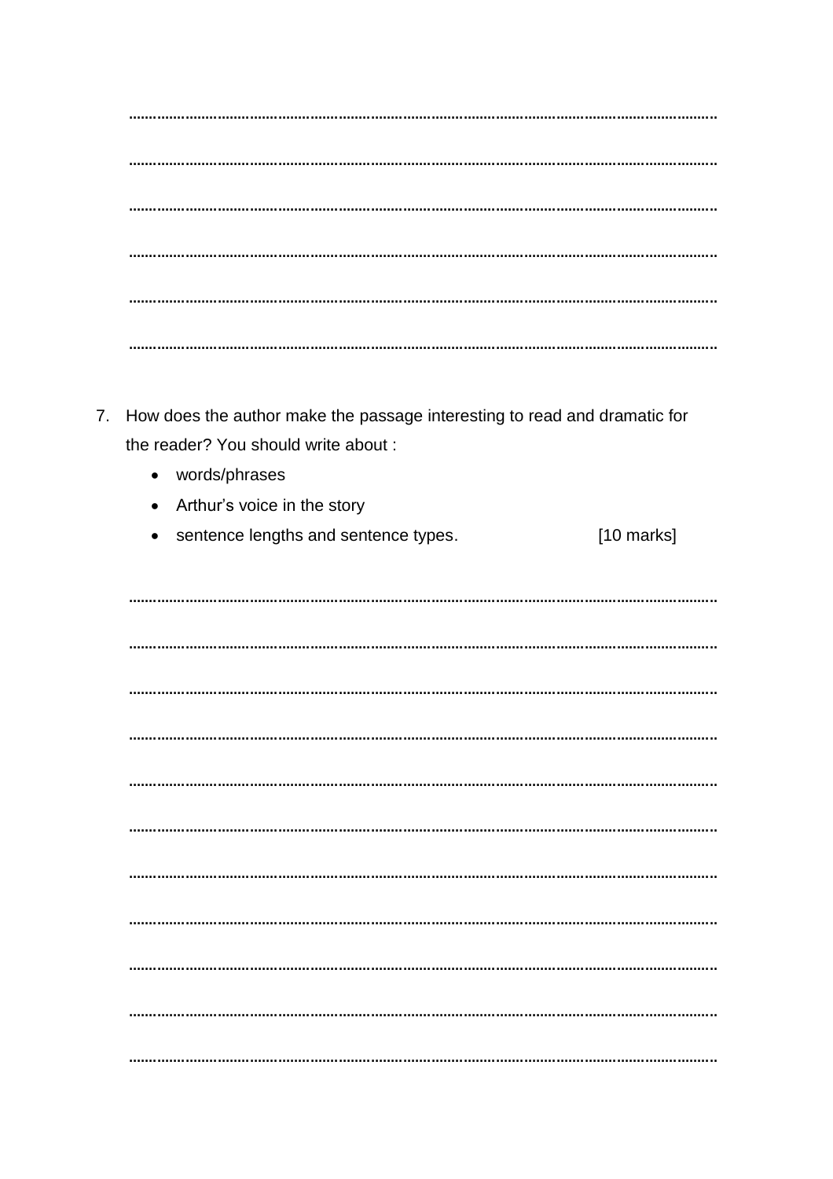........................................................................................................................................

........................................................................................................................................

........................................................................................................................................

........................................................................................................................................

........................................................................................................................................

........................................................................................................................................

7. How does the author make the passage interesting to read and dramatic for the reader? You should write about :
   - words/phrases
   - Arthur's voice in the story
   - sentence lengths and sentence types. [10 marks]

........................................................................................................................................

........................................................................................................................................

........................................................................................................................................

........................................................................................................................................

........................................................................................................................................

........................................................................................................................................

........................................................................................................................................

........................................................................................................................................

........................................................................................................................................

........................................................................................................................................

........................................................................................................................................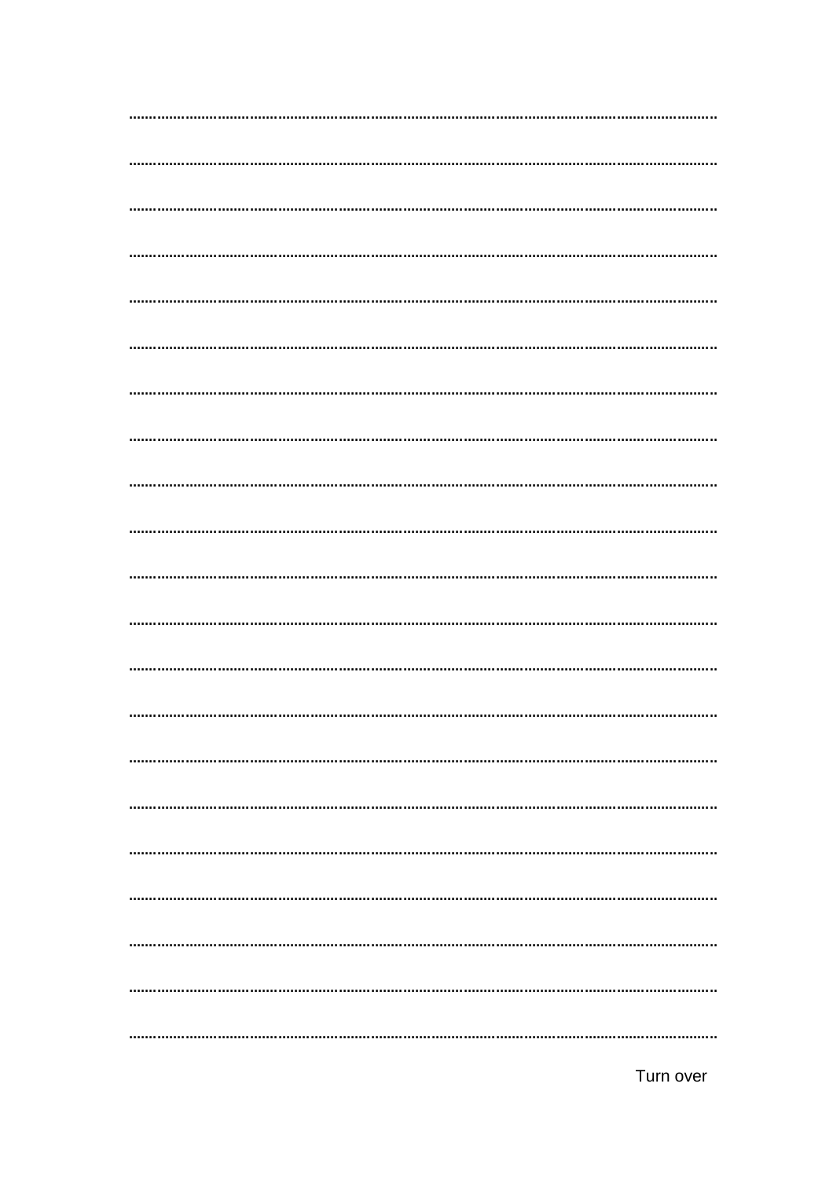Turn over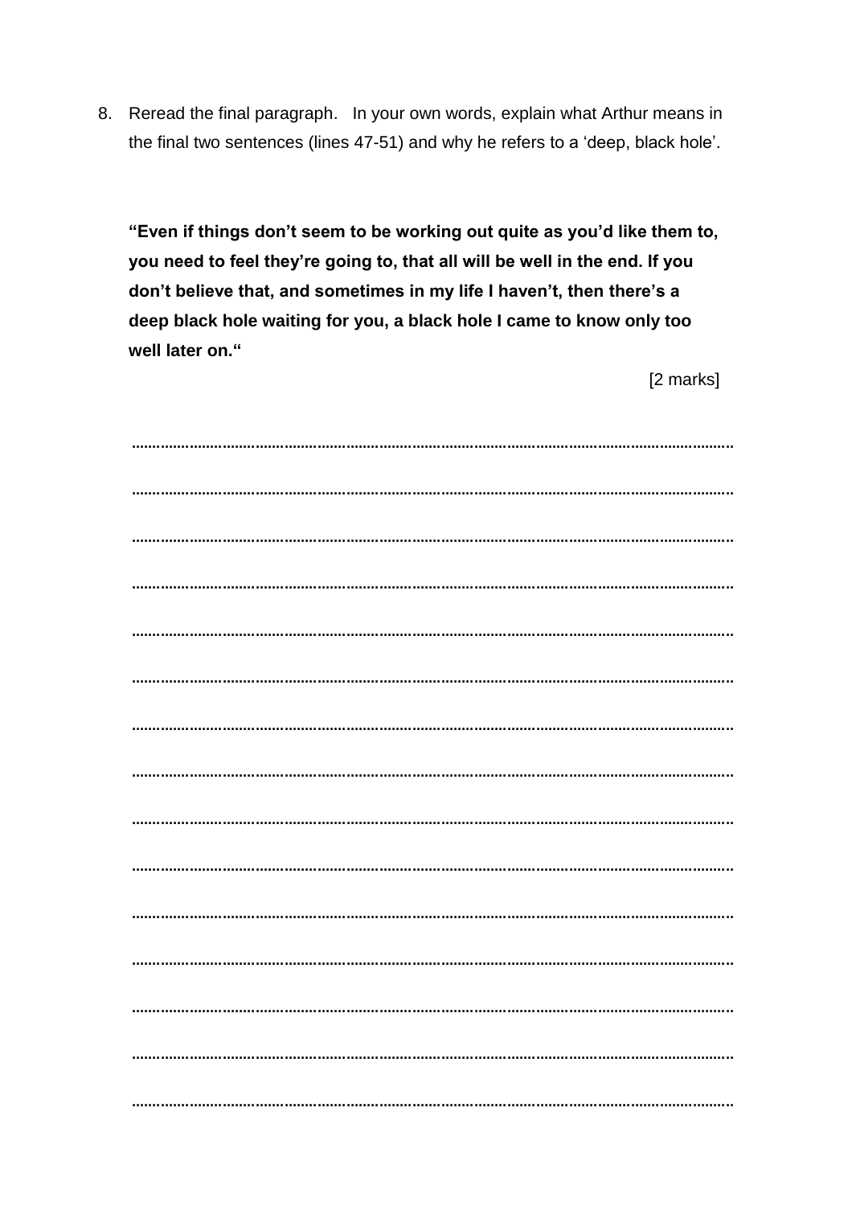8. Reread the final paragraph. In your own words, explain what Arthur means in the final two sentences (lines 47-51) and why he refers to a 'deep, black hole'.

**"Even if things don't seem to be working out quite as you'd like them to, you need to feel they're going to, that all will be well in the end. If you don't believe that, and sometimes in my life I haven't, then there's a deep black hole waiting for you, a black hole I came to know only too well later on."**

[2 marks]

.......................................................................................................................................

.......................................................................................................................................

.......................................................................................................................................

.......................................................................................................................................

.......................................................................................................................................

.......................................................................................................................................

.......................................................................................................................................

.......................................................................................................................................

.......................................................................................................................................

.......................................................................................................................................

.......................................................................................................................................

.......................................................................................................................................

.......................................................................................................................................

.......................................................................................................................................

.......................................................................................................................................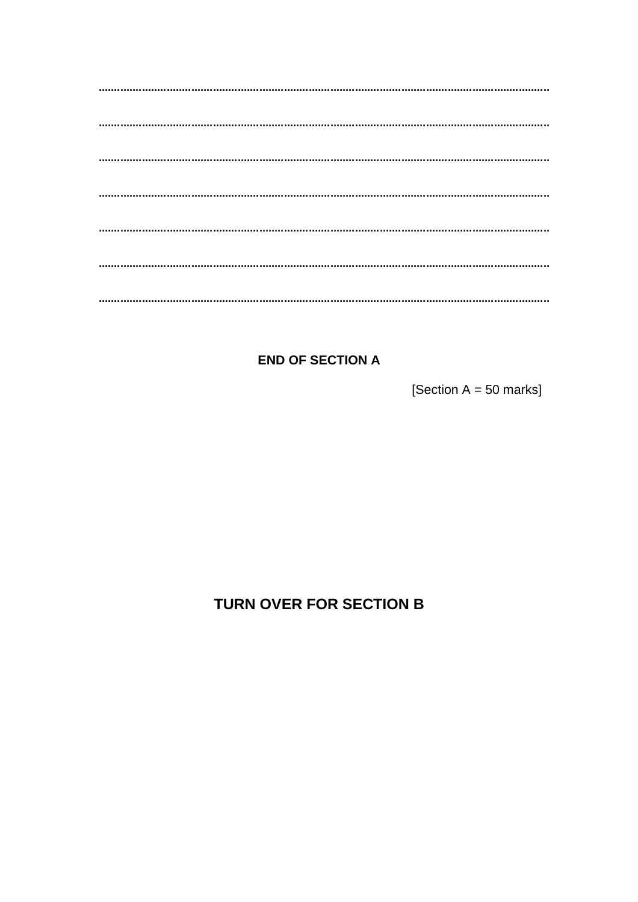.......................................................................................................................................................

.......................................................................................................................................................

.......................................................................................................................................................

.......................................................................................................................................................

.......................................................................................................................................................

.......................................................................................................................................................

.......................................................................................................................................................

**END OF SECTION A**

[Section A = 50 marks]

**TURN OVER FOR SECTION B**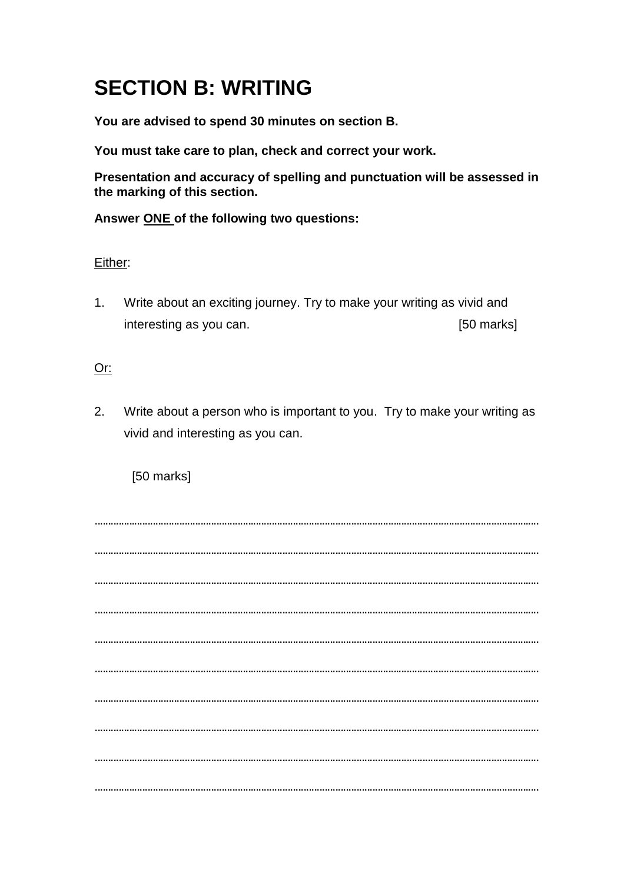# SECTION B: WRITING

**You are advised to spend 30 minutes on section B.**

**You must take care to plan, check and correct your work.**

**Presentation and accuracy of spelling and punctuation will be assessed in the marking of this section.**

**Answer <u>ONE</u> of the following two questions:**

<u>Either</u>:

1. Write about an exciting journey. Try to make your writing as vivid and interesting as you can. [50 marks]

<u>Or:</u>

2. Write about a person who is important to you. Try to make your writing as vivid and interesting as you can.

   [50 marks]

……………………………………………………………………………………………………………

……………………………………………………………………………………………………………

……………………………………………………………………………………………………………

……………………………………………………………………………………………………………

……………………………………………………………………………………………………………

……………………………………………………………………………………………………………

……………………………………………………………………………………………………………

……………………………………………………………………………………………………………

……………………………………………………………………………………………………………

……………………………………………………………………………………………………………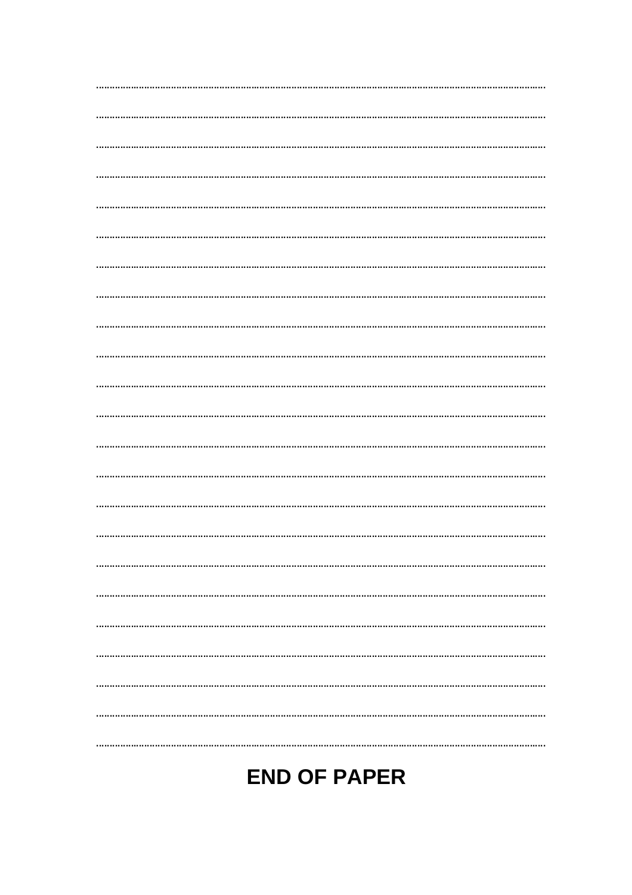**END OF PAPER**